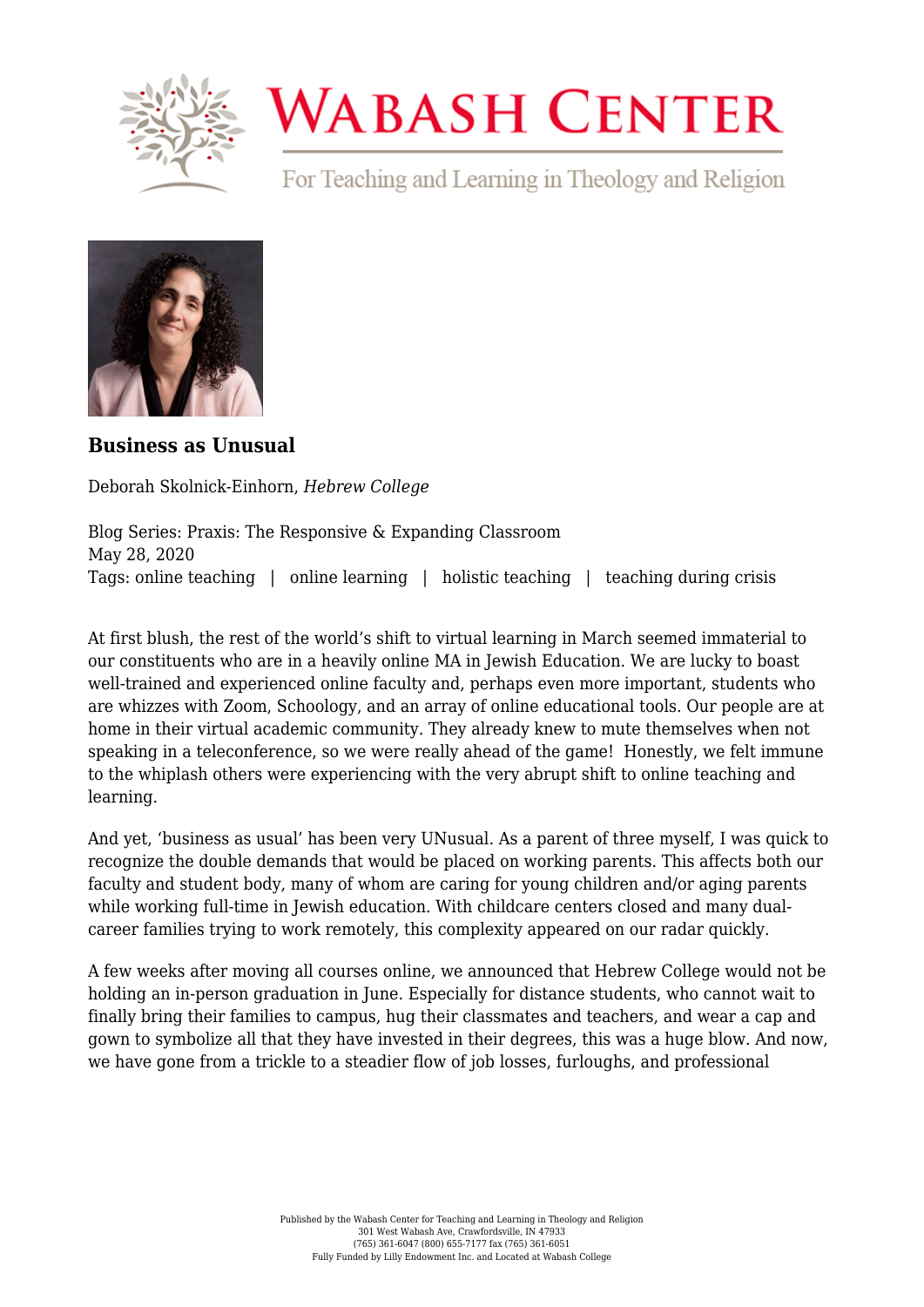# Business as Unusual

Deborah Skolnick-Einhorn, *Hebrew College*

Blog Series: Praxis: The Responsive & Expanding Classroom
May 28, 2020
Tags: online teaching | online learning | holistic teaching | teaching during crisis

At first blush, the rest of the world's shift to virtual learning in March seemed immaterial to our constituents who are in a heavily online MA in Jewish Education. We are lucky to boast well-trained and experienced online faculty and, perhaps even more important, students who are whizzes with Zoom, Schoology, and an array of online educational tools. Our people are at home in their virtual academic community. They already knew to mute themselves when not speaking in a teleconference, so we were really ahead of the game! Honestly, we felt immune to the whiplash others were experiencing with the very abrupt shift to online teaching and learning.

And yet, 'business as usual' has been very UNusual. As a parent of three myself, I was quick to recognize the double demands that would be placed on working parents. This affects both our faculty and student body, many of whom are caring for young children and/or aging parents while working full-time in Jewish education. With childcare centers closed and many dual-career families trying to work remotely, this complexity appeared on our radar quickly.

A few weeks after moving all courses online, we announced that Hebrew College would not be holding an in-person graduation in June. Especially for distance students, who cannot wait to finally bring their families to campus, hug their classmates and teachers, and wear a cap and gown to symbolize all that they have invested in their degrees, this was a huge blow. And now, we have gone from a trickle to a steadier flow of job losses, furloughs, and professional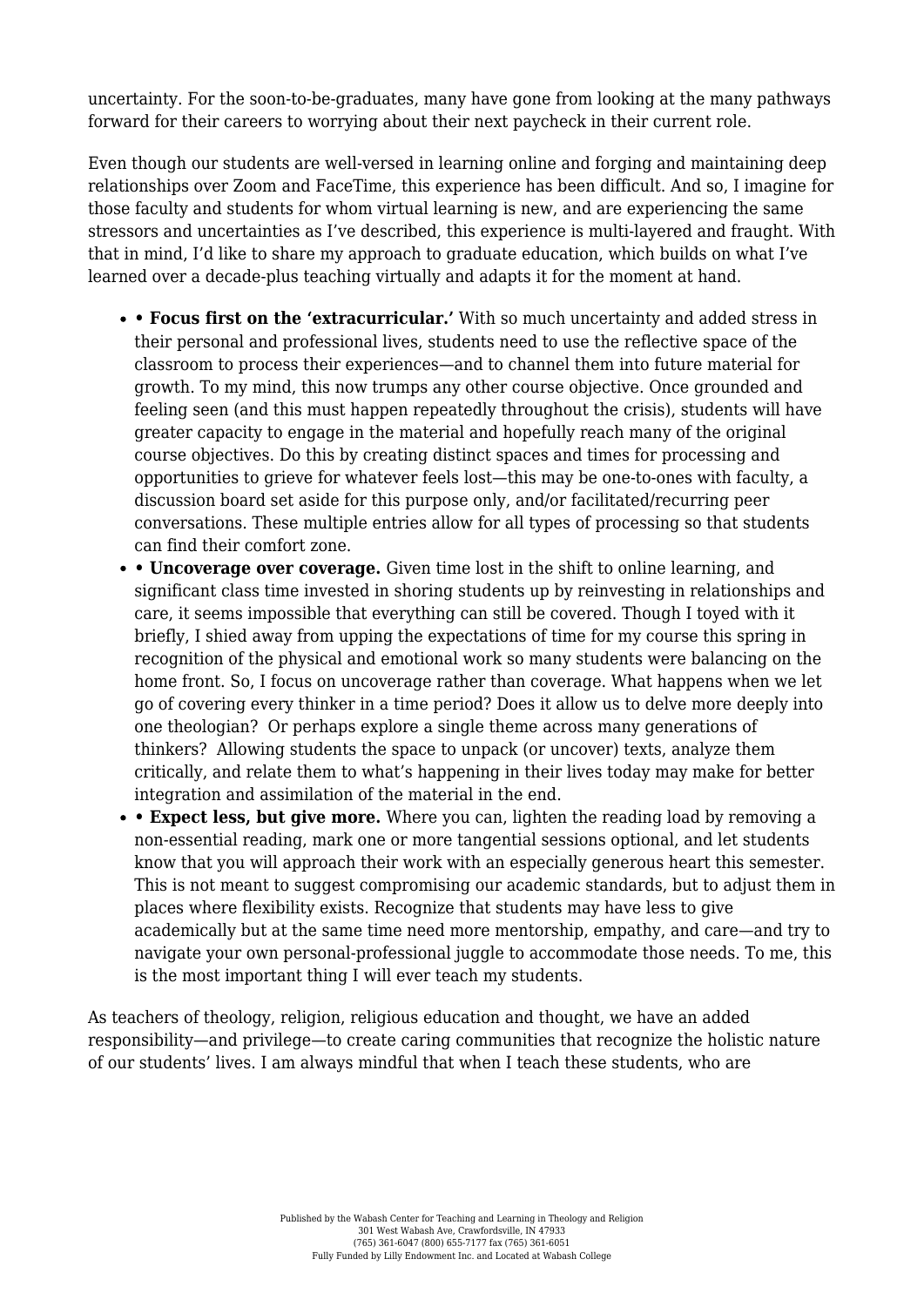uncertainty. For the soon-to-be-graduates, many have gone from looking at the many pathways forward for their careers to worrying about their next paycheck in their current role.

Even though our students are well-versed in learning online and forging and maintaining deep relationships over Zoom and FaceTime, this experience has been difficult. And so, I imagine for those faculty and students for whom virtual learning is new, and are experiencing the same stressors and uncertainties as I've described, this experience is multi-layered and fraught. With that in mind, I'd like to share my approach to graduate education, which builds on what I've learned over a decade-plus teaching virtually and adapts it for the moment at hand.

- • **Focus first on the 'extracurricular.'** With so much uncertainty and added stress in their personal and professional lives, students need to use the reflective space of the classroom to process their experiences—and to channel them into future material for growth. To my mind, this now trumps any other course objective. Once grounded and feeling seen (and this must happen repeatedly throughout the crisis), students will have greater capacity to engage in the material and hopefully reach many of the original course objectives. Do this by creating distinct spaces and times for processing and opportunities to grieve for whatever feels lost—this may be one-to-ones with faculty, a discussion board set aside for this purpose only, and/or facilitated/recurring peer conversations. These multiple entries allow for all types of processing so that students can find their comfort zone.
- • **Uncoverage over coverage.** Given time lost in the shift to online learning, and significant class time invested in shoring students up by reinvesting in relationships and care, it seems impossible that everything can still be covered. Though I toyed with it briefly, I shied away from upping the expectations of time for my course this spring in recognition of the physical and emotional work so many students were balancing on the home front. So, I focus on uncoverage rather than coverage. What happens when we let go of covering every thinker in a time period? Does it allow us to delve more deeply into one theologian? Or perhaps explore a single theme across many generations of thinkers? Allowing students the space to unpack (or uncover) texts, analyze them critically, and relate them to what's happening in their lives today may make for better integration and assimilation of the material in the end.
- • **Expect less, but give more.** Where you can, lighten the reading load by removing a non-essential reading, mark one or more tangential sessions optional, and let students know that you will approach their work with an especially generous heart this semester. This is not meant to suggest compromising our academic standards, but to adjust them in places where flexibility exists. Recognize that students may have less to give academically but at the same time need more mentorship, empathy, and care—and try to navigate your own personal-professional juggle to accommodate those needs. To me, this is the most important thing I will ever teach my students.

As teachers of theology, religion, religious education and thought, we have an added responsibility—and privilege—to create caring communities that recognize the holistic nature of our students' lives. I am always mindful that when I teach these students, who are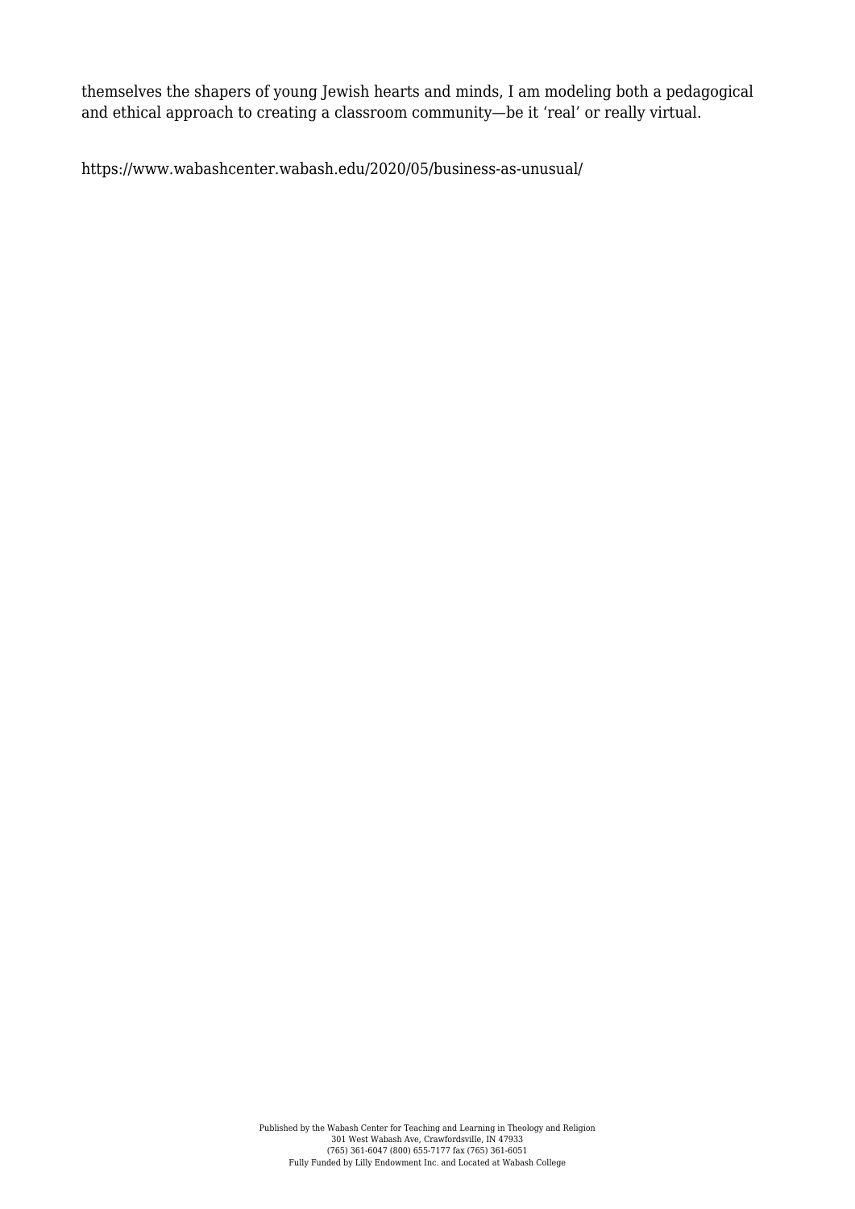themselves the shapers of young Jewish hearts and minds, I am modeling both a pedagogical and ethical approach to creating a classroom community—be it 'real' or really virtual.

https://www.wabashcenter.wabash.edu/2020/05/business-as-unusual/